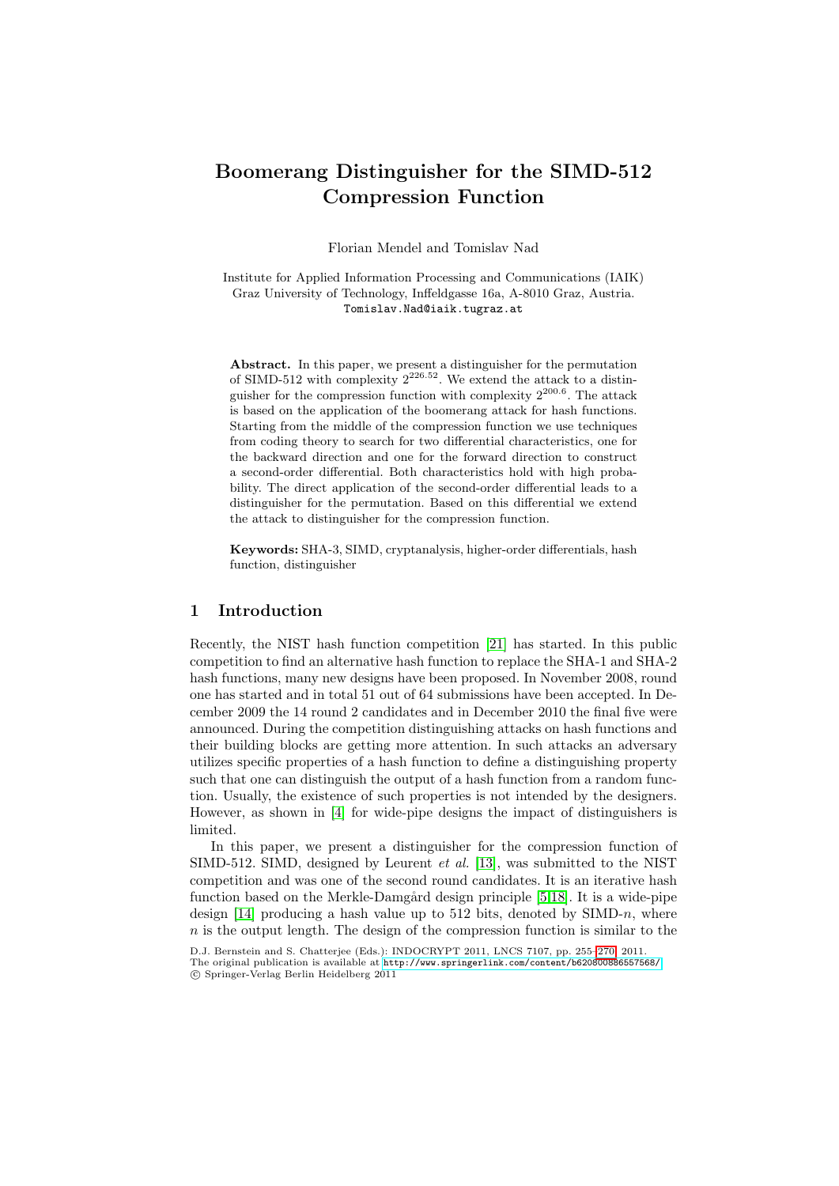# Boomerang Distinguisher for the SIMD-512 Compression Function

Florian Mendel and Tomislav Nad

Institute for Applied Information Processing and Communications (IAIK)
Graz University of Technology, Inffeldgasse 16a, A-8010 Graz, Austria.
Tomislav.Nad@iaik.tugraz.at

**Abstract.** In this paper, we present a distinguisher for the permutation of SIMD-512 with complexity $2^{226.52}$. We extend the attack to a distinguisher for the compression function with complexity $2^{200.6}$. The attack is based on the application of the boomerang attack for hash functions. Starting from the middle of the compression function we use techniques from coding theory to search for two differential characteristics, one for the backward direction and one for the forward direction to construct a second-order differential. Both characteristics hold with high probability. The direct application of the second-order differential leads to a distinguisher for the permutation. Based on this differential we extend the attack to distinguisher for the compression function.

**Keywords:** SHA-3, SIMD, cryptanalysis, higher-order differentials, hash function, distinguisher

## 1 Introduction

Recently, the NIST hash function competition [21] has started. In this public competition to find an alternative hash function to replace the SHA-1 and SHA-2 hash functions, many new designs have been proposed. In November 2008, round one has started and in total 51 out of 64 submissions have been accepted. In December 2009 the 14 round 2 candidates and in December 2010 the final five were announced. During the competition distinguishing attacks on hash functions and their building blocks are getting more attention. In such attacks an adversary utilizes specific properties of a hash function to define a distinguishing property such that one can distinguish the output of a hash function from a random function. Usually, the existence of such properties is not intended by the designers. However, as shown in [4] for wide-pipe designs the impact of distinguishers is limited.

In this paper, we present a distinguisher for the compression function of SIMD-512. SIMD, designed by Leurent *et al.* [13], was submitted to the NIST competition and was one of the second round candidates. It is an iterative hash function based on the Merkle-Damgård design principle [5,18]. It is a wide-pipe design [14] producing a hash value up to 512 bits, denoted by SIMD-$n$, where $n$ is the output length. The design of the compression function is similar to the

D.J. Bernstein and S. Chatterjee (Eds.): INDOCRYPT 2011, LNCS 7107, pp. 255–270, 2011.
The original publication is available at http://www.springerlink.com/content/b620800886557568/
© Springer-Verlag Berlin Heidelberg 2011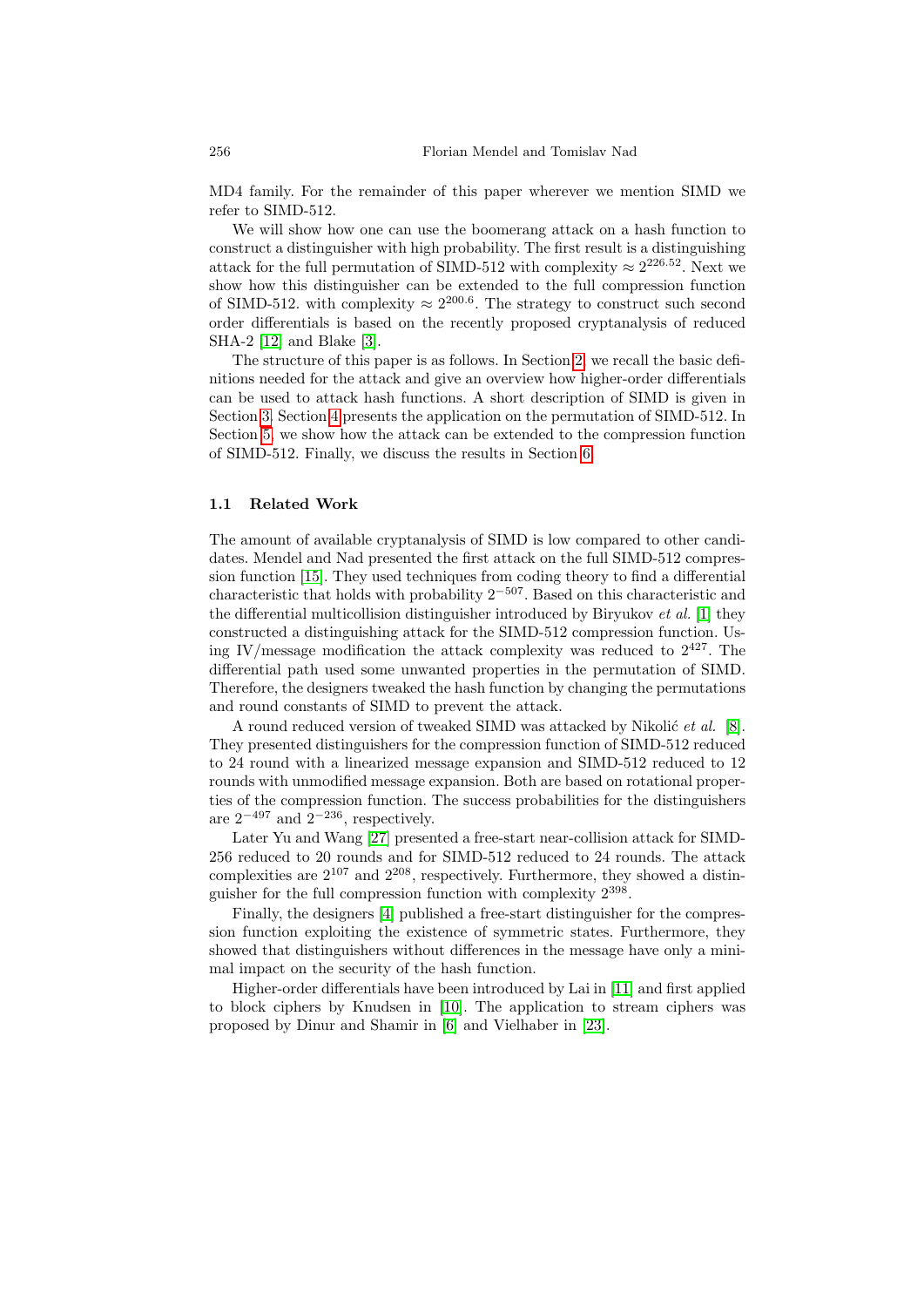MD4 family. For the remainder of this paper wherever we mention SIMD we refer to SIMD-512.

We will show how one can use the boomerang attack on a hash function to construct a distinguisher with high probability. The first result is a distinguishing attack for the full permutation of SIMD-512 with complexity $\approx 2^{226.52}$. Next we show how this distinguisher can be extended to the full compression function of SIMD-512. with complexity $\approx 2^{200.6}$. The strategy to construct such second order differentials is based on the recently proposed cryptanalysis of reduced SHA-2 [12] and Blake [3].

The structure of this paper is as follows. In Section 2 we recall the basic definitions needed for the attack and give an overview how higher-order differentials can be used to attack hash functions. A short description of SIMD is given in Section 3. Section 4 presents the application on the permutation of SIMD-512. In Section 5, we show how the attack can be extended to the compression function of SIMD-512. Finally, we discuss the results in Section 6.

### 1.1 Related Work

The amount of available cryptanalysis of SIMD is low compared to other candidates. Mendel and Nad presented the first attack on the full SIMD-512 compression function [15]. They used techniques from coding theory to find a differential characteristic that holds with probability $2^{-507}$. Based on this characteristic and the differential multicollision distinguisher introduced by Biryukov *et al.* [1] they constructed a distinguishing attack for the SIMD-512 compression function. Using IV/message modification the attack complexity was reduced to $2^{427}$. The differential path used some unwanted properties in the permutation of SIMD. Therefore, the designers tweaked the hash function by changing the permutations and round constants of SIMD to prevent the attack.

A round reduced version of tweaked SIMD was attacked by Nikolić *et al.* [8]. They presented distinguishers for the compression function of SIMD-512 reduced to 24 round with a linearized message expansion and SIMD-512 reduced to 12 rounds with unmodified message expansion. Both are based on rotational properties of the compression function. The success probabilities for the distinguishers are $2^{-497}$ and $2^{-236}$, respectively.

Later Yu and Wang [27] presented a free-start near-collision attack for SIMD-256 reduced to 20 rounds and for SIMD-512 reduced to 24 rounds. The attack complexities are $2^{107}$ and $2^{208}$, respectively. Furthermore, they showed a distinguisher for the full compression function with complexity $2^{398}$.

Finally, the designers [4] published a free-start distinguisher for the compression function exploiting the existence of symmetric states. Furthermore, they showed that distinguishers without differences in the message have only a minimal impact on the security of the hash function.

Higher-order differentials have been introduced by Lai in [11] and first applied to block ciphers by Knudsen in [10]. The application to stream ciphers was proposed by Dinur and Shamir in [6] and Vielhaber in [23].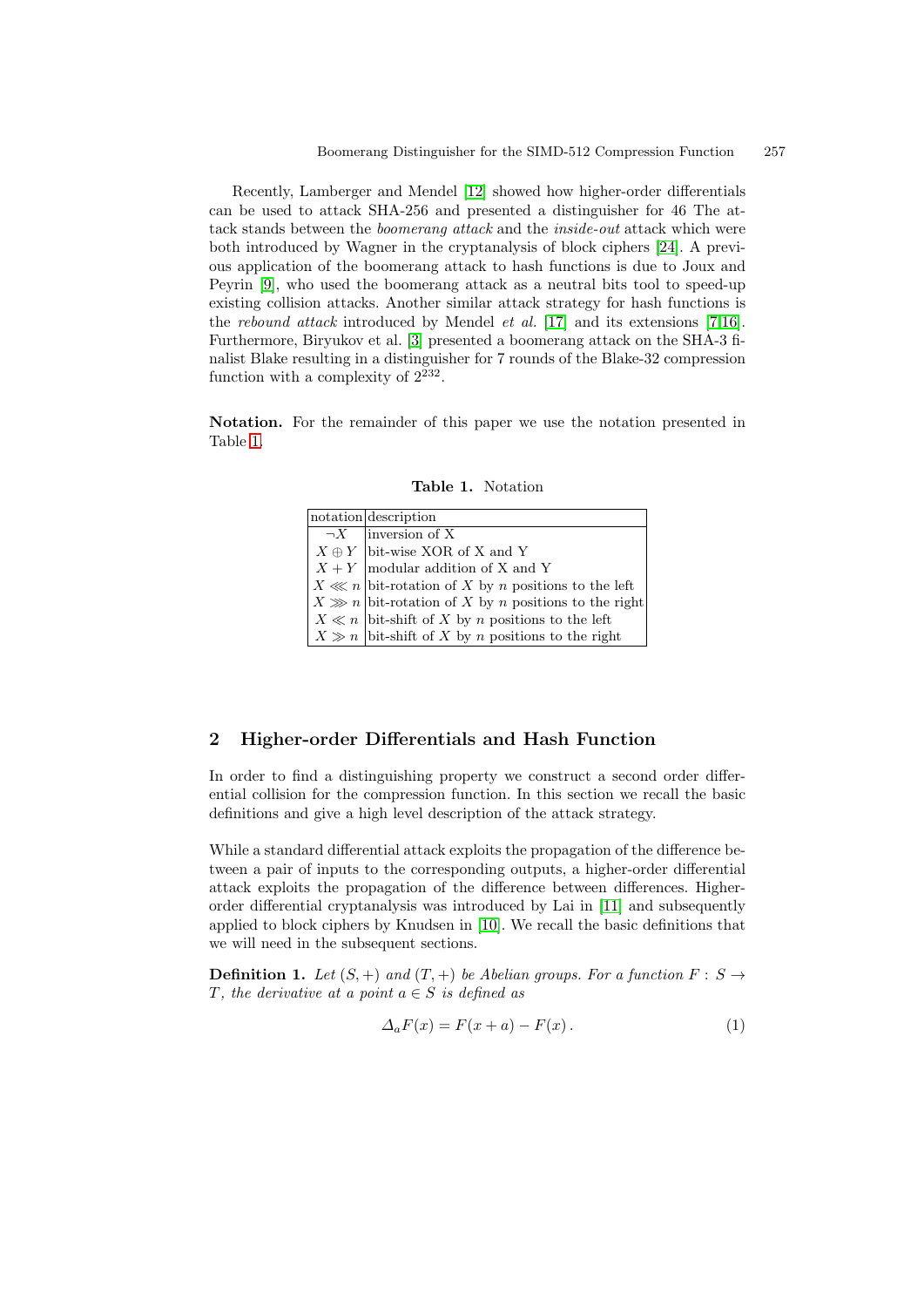Recently, Lamberger and Mendel [12] showed how higher-order differentials can be used to attack SHA-256 and presented a distinguisher for 46 The attack stands between the *boomerang attack* and the *inside-out* attack which were both introduced by Wagner in the cryptanalysis of block ciphers [24]. A previous application of the boomerang attack to hash functions is due to Joux and Peyrin [9], who used the boomerang attack as a neutral bits tool to speed-up existing collision attacks. Another similar attack strategy for hash functions is the *rebound attack* introduced by Mendel *et al.* [17] and its extensions [7,16]. Furthermore, Biryukov et al. [3] presented a boomerang attack on the SHA-3 finalist Blake resulting in a distinguisher for 7 rounds of the Blake-32 compression function with a complexity of $2^{232}$.

**Notation.** For the remainder of this paper we use the notation presented in Table 1.

**Table 1.** Notation

| notation | description |
|---|---|
| $\neg X$ | inversion of X |
| $X \oplus Y$ | bit-wise XOR of X and Y |
| $X + Y$ | modular addition of X and Y |
| $X \lll n$ | bit-rotation of $X$ by $n$ positions to the left |
| $X \ggg n$ | bit-rotation of $X$ by $n$ positions to the right |
| $X \ll n$ | bit-shift of $X$ by $n$ positions to the left |
| $X \gg n$ | bit-shift of $X$ by $n$ positions to the right |

## 2 Higher-order Differentials and Hash Function

In order to find a distinguishing property we construct a second order differential collision for the compression function. In this section we recall the basic definitions and give a high level description of the attack strategy.

While a standard differential attack exploits the propagation of the difference between a pair of inputs to the corresponding outputs, a higher-order differential attack exploits the propagation of the difference between differences. Higher-order differential cryptanalysis was introduced by Lai in [11] and subsequently applied to block ciphers by Knudsen in [10]. We recall the basic definitions that we will need in the subsequent sections.

**Definition 1.** *Let $(S, +)$ and $(T, +)$ be Abelian groups. For a function $F : S \to T$, the derivative at a point $a \in S$ is defined as*

$$\Delta_a F(x) = F(x + a) - F(x)\,. \tag{1}$$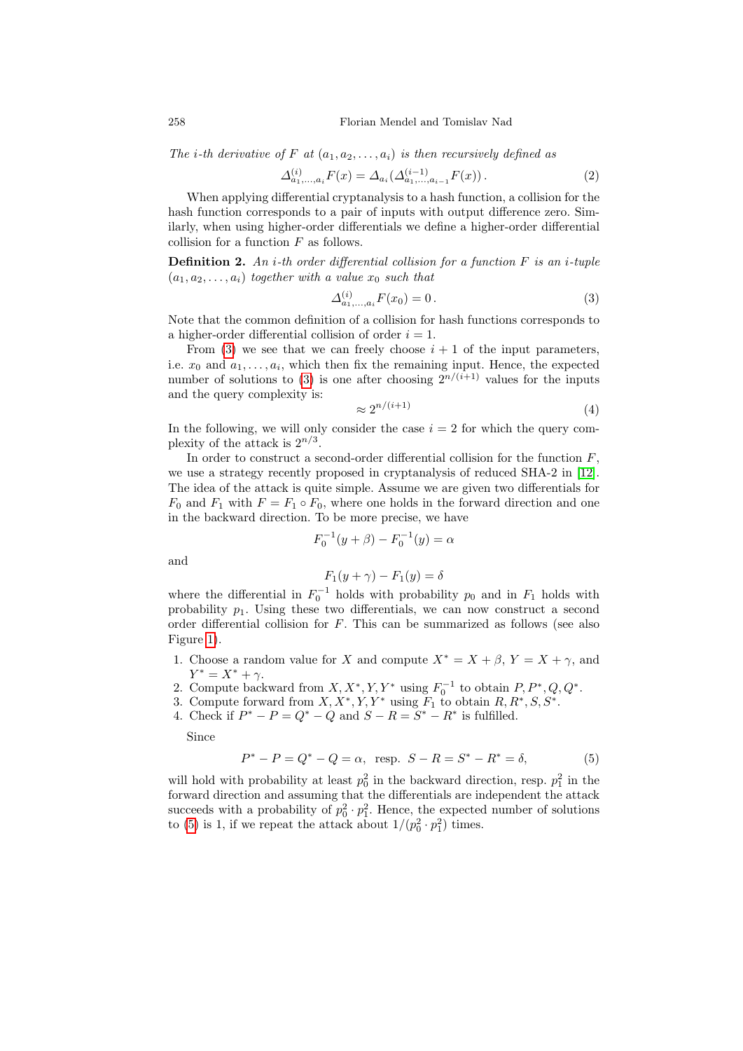*The i-th derivative of F at $(a_1, a_2, \ldots, a_i)$ is then recursively defined as*

$$\Delta^{(i)}_{a_1,\ldots,a_i} F(x) = \Delta_{a_i}(\Delta^{(i-1)}_{a_1,\ldots,a_{i-1}} F(x)) \,. \tag{2}$$

When applying differential cryptanalysis to a hash function, a collision for the hash function corresponds to a pair of inputs with output difference zero. Similarly, when using higher-order differentials we define a higher-order differential collision for a function $F$ as follows.

**Definition 2.** *An i-th order differential collision for a function F is an i-tuple $(a_1, a_2, \ldots, a_i)$ together with a value $x_0$ such that*

$$\Delta^{(i)}_{a_1,\ldots,a_i} F(x_0) = 0 \,. \tag{3}$$

Note that the common definition of a collision for hash functions corresponds to a higher-order differential collision of order $i = 1$.

From (3) we see that we can freely choose $i + 1$ of the input parameters, i.e. $x_0$ and $a_1, \ldots, a_i$, which then fix the remaining input. Hence, the expected number of solutions to (3) is one after choosing $2^{n/(i+1)}$ values for the inputs and the query complexity is:

$$\approx 2^{n/(i+1)} \tag{4}$$

In the following, we will only consider the case $i = 2$ for which the query complexity of the attack is $2^{n/3}$.

In order to construct a second-order differential collision for the function $F$, we use a strategy recently proposed in cryptanalysis of reduced SHA-2 in [12]. The idea of the attack is quite simple. Assume we are given two differentials for $F_0$ and $F_1$ with $F = F_1 \circ F_0$, where one holds in the forward direction and one in the backward direction. To be more precise, we have

$$F_0^{-1}(y + \beta) - F_0^{-1}(y) = \alpha$$

and

$$F_1(y + \gamma) - F_1(y) = \delta$$

where the differential in $F_0^{-1}$ holds with probability $p_0$ and in $F_1$ holds with probability $p_1$. Using these two differentials, we can now construct a second order differential collision for $F$. This can be summarized as follows (see also Figure 1).

1. Choose a random value for $X$ and compute $X^* = X + \beta$, $Y = X + \gamma$, and $Y^* = X^* + \gamma$.
2. Compute backward from $X, X^*, Y, Y^*$ using $F_0^{-1}$ to obtain $P, P^*, Q, Q^*$.
3. Compute forward from $X, X^*, Y, Y^*$ using $F_1$ to obtain $R, R^*, S, S^*$.
4. Check if $P^* - P = Q^* - Q$ and $S - R = S^* - R^*$ is fulfilled.

Since

$$P^* - P = Q^* - Q = \alpha, \;\text{ resp. }\; S - R = S^* - R^* = \delta, \tag{5}$$

will hold with probability at least $p_0^2$ in the backward direction, resp. $p_1^2$ in the forward direction and assuming that the differentials are independent the attack succeeds with a probability of $p_0^2 \cdot p_1^2$. Hence, the expected number of solutions to (5) is 1, if we repeat the attack about $1/(p_0^2 \cdot p_1^2)$ times.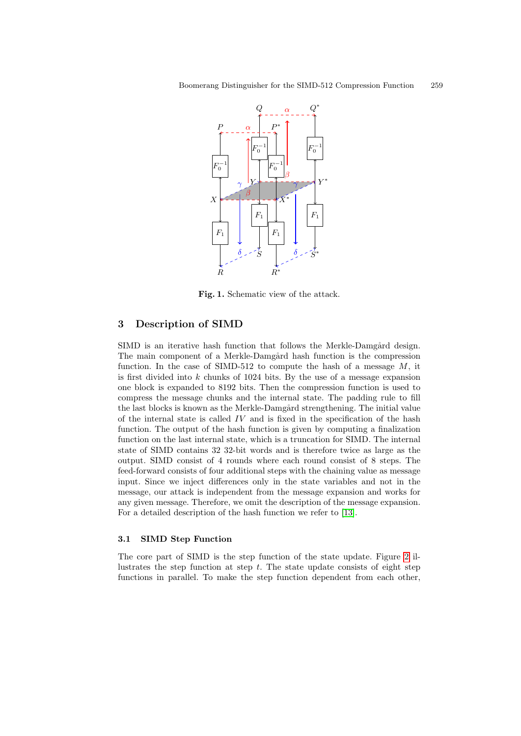**Fig. 1.** Schematic view of the attack.

## 3 Description of SIMD

SIMD is an iterative hash function that follows the Merkle-Damgård design. The main component of a Merkle-Damgård hash function is the compression function. In the case of SIMD-512 to compute the hash of a message $M$, it is first divided into $k$ chunks of 1024 bits. By the use of a message expansion one block is expanded to 8192 bits. Then the compression function is used to compress the message chunks and the internal state. The padding rule to fill the last blocks is known as the Merkle-Damgård strengthening. The initial value of the internal state is called $IV$ and is fixed in the specification of the hash function. The output of the hash function is given by computing a finalization function on the last internal state, which is a truncation for SIMD. The internal state of SIMD contains 32 32-bit words and is therefore twice as large as the output. SIMD consist of 4 rounds where each round consist of 8 steps. The feed-forward consists of four additional steps with the chaining value as message input. Since we inject differences only in the state variables and not in the message, our attack is independent from the message expansion and works for any given message. Therefore, we omit the description of the message expansion. For a detailed description of the hash function we refer to [13].

### 3.1 SIMD Step Function

The core part of SIMD is the step function of the state update. Figure 2 illustrates the step function at step $t$. The state update consists of eight step functions in parallel. To make the step function dependent from each other,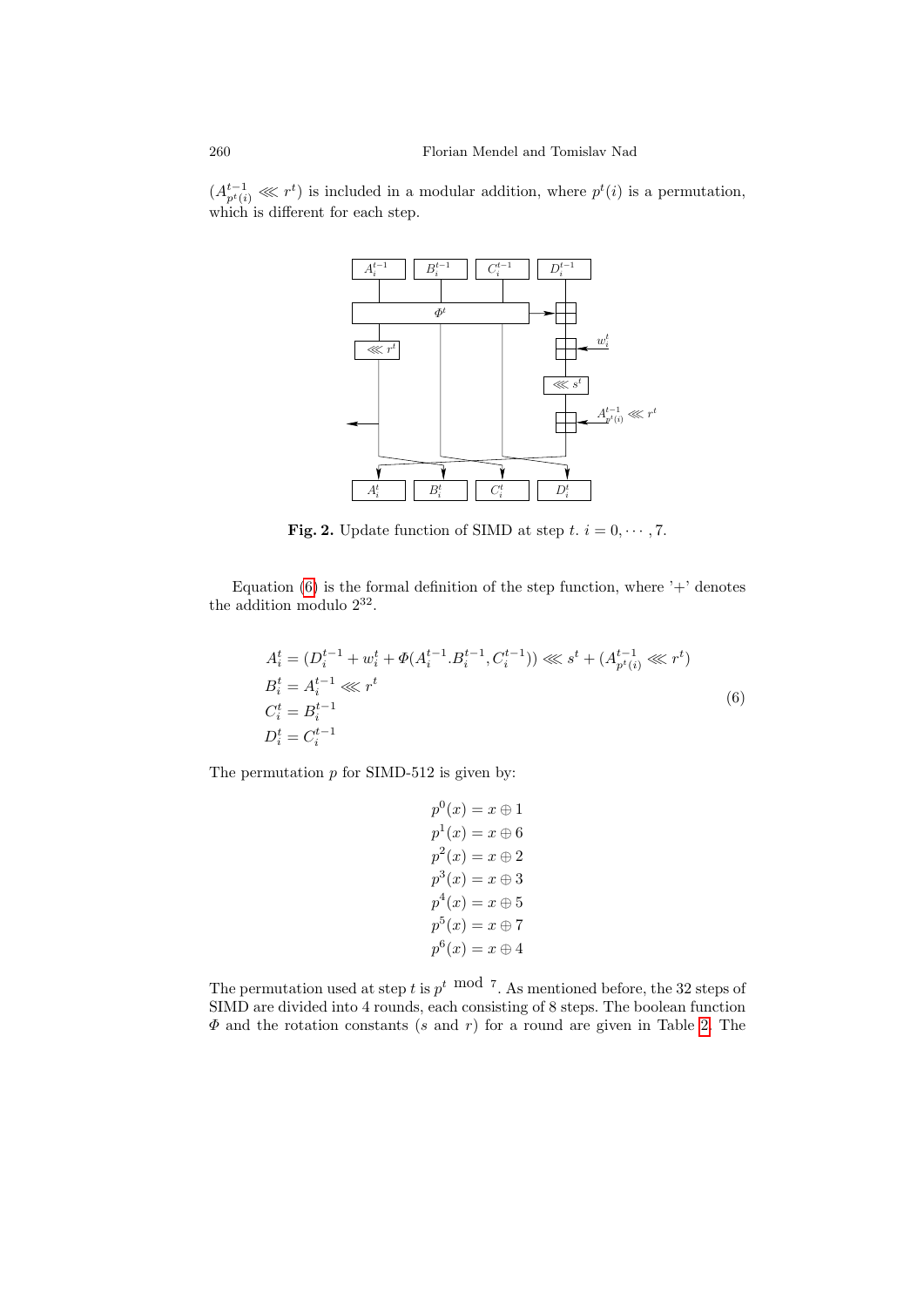$(A^{t-1}_{p^t(i)} \lll r^t)$ is included in a modular addition, where $p^t(i)$ is a permutation, which is different for each step.

**Fig. 2.** Update function of SIMD at step $t$. $i = 0, \cdots, 7$.

Equation (6) is the formal definition of the step function, where '+' denotes the addition modulo $2^{32}$.

$$
\begin{aligned}
A^t_i &= (D^{t-1}_i + w^t_i + \Phi(A^{t-1}_i.B^{t-1}_i, C^{t-1}_i)) \lll s^t + (A^{t-1}_{p^t(i)} \lll r^t) \\
B^t_i &= A^{t-1}_i \lll r^t \\
C^t_i &= B^{t-1}_i \\
D^t_i &= C^{t-1}_i
\end{aligned}
\tag{6}
$$

The permutation $p$ for SIMD-512 is given by:

$$
\begin{aligned}
p^0(x) &= x \oplus 1 \\
p^1(x) &= x \oplus 6 \\
p^2(x) &= x \oplus 2 \\
p^3(x) &= x \oplus 3 \\
p^4(x) &= x \oplus 5 \\
p^5(x) &= x \oplus 7 \\
p^6(x) &= x \oplus 4
\end{aligned}
$$

The permutation used at step $t$ is $p^{t \bmod 7}$. As mentioned before, the 32 steps of SIMD are divided into 4 rounds, each consisting of 8 steps. The boolean function $\Phi$ and the rotation constants ($s$ and $r$) for a round are given in Table 2. The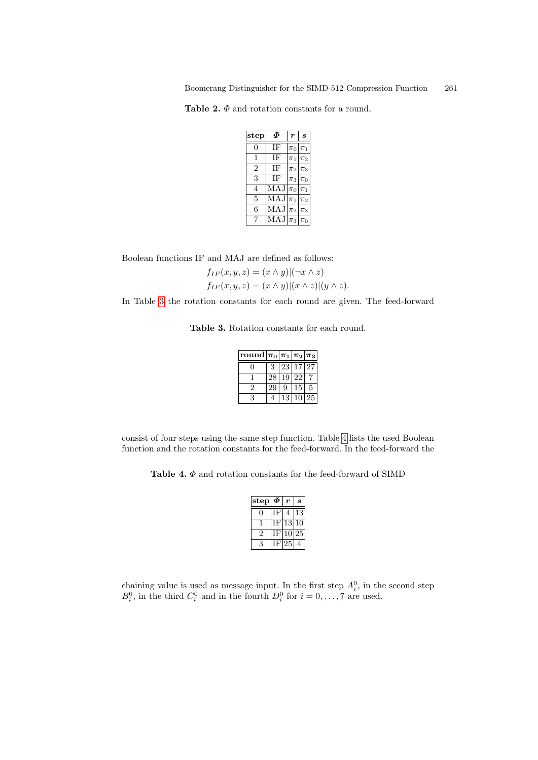**Table 2.** $\Phi$ and rotation constants for a round.

| step | $\Phi$ | $r$ | $s$ |
|---|---|---|---|
| 0 | IF | $\pi_0$ | $\pi_1$ |
| 1 | IF | $\pi_1$ | $\pi_2$ |
| 2 | IF | $\pi_2$ | $\pi_3$ |
| 3 | IF | $\pi_3$ | $\pi_0$ |
| 4 | MAJ | $\pi_0$ | $\pi_1$ |
| 5 | MAJ | $\pi_1$ | $\pi_2$ |
| 6 | MAJ | $\pi_2$ | $\pi_3$ |
| 7 | MAJ | $\pi_3$ | $\pi_0$ |

Boolean functions IF and MAJ are defined as follows:

$$f_{IF}(x, y, z) = (x \wedge y)|(\neg x \wedge z)$$
$$f_{IF}(x, y, z) = (x \wedge y)|(x \wedge z)|(y \wedge z).$$

In Table 3 the rotation constants for each round are given. The feed-forward consist of four steps using the same step function. Table 4 lists the used Boolean function and the rotation constants for the feed-forward. In the feed-forward the chaining value is used as message input. In the first step $A_i^0$, in the second step $B_i^0$, in the third $C_i^0$ and in the fourth $D_i^0$ for $i = 0, \ldots, 7$ are used.

**Table 3.** Rotation constants for each round.

| round | $\pi_0$ | $\pi_1$ | $\pi_2$ | $\pi_3$ |
|---|---|---|---|---|
| 0 | 3 | 23 | 17 | 27 |
| 1 | 28 | 19 | 22 | 7 |
| 2 | 29 | 9 | 15 | 5 |
| 3 | 4 | 13 | 10 | 25 |

**Table 4.** $\Phi$ and rotation constants for the feed-forward of SIMD

| step | $\Phi$ | $r$ | $s$ |
|---|---|---|---|
| 0 | IF | 4 | 13 |
| 1 | IF | 13 | 10 |
| 2 | IF | 10 | 25 |
| 3 | IF | 25 | 4 |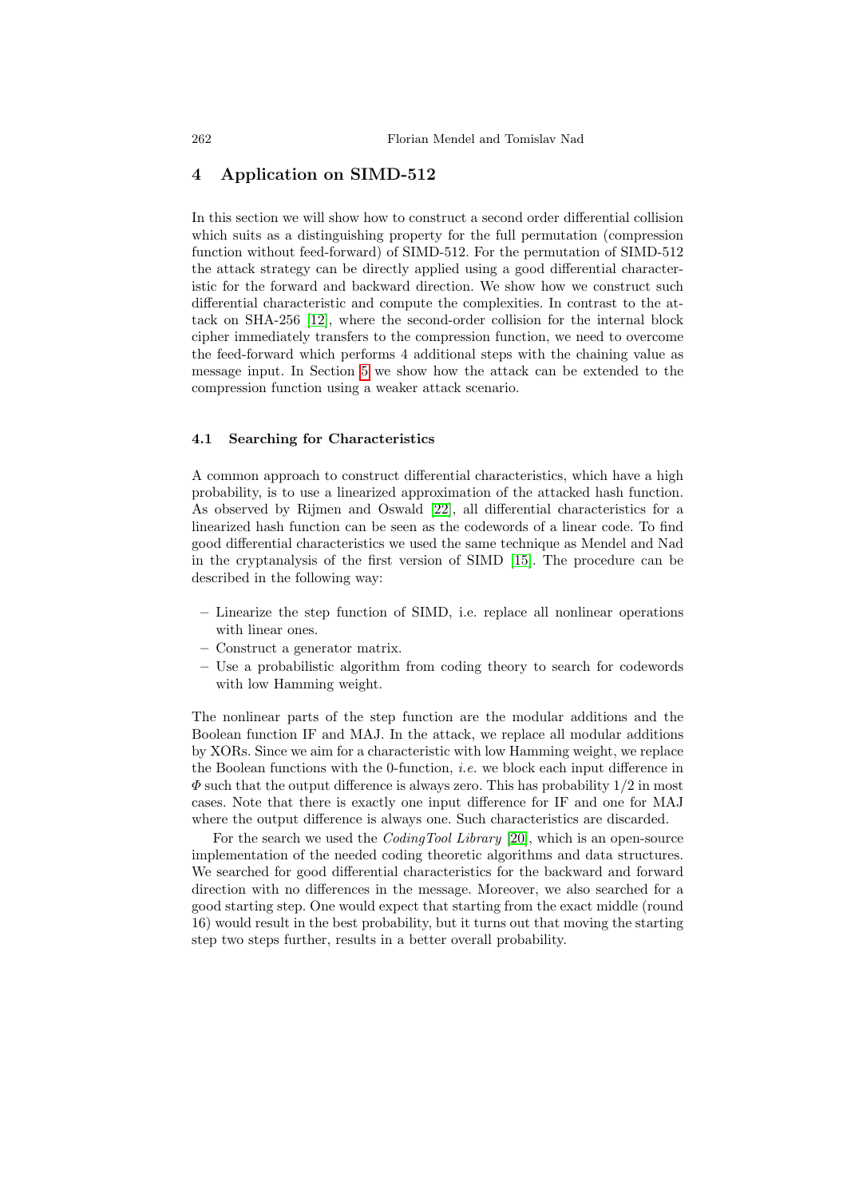## 4 Application on SIMD-512

In this section we will show how to construct a second order differential collision which suits as a distinguishing property for the full permutation (compression function without feed-forward) of SIMD-512. For the permutation of SIMD-512 the attack strategy can be directly applied using a good differential characteristic for the forward and backward direction. We show how we construct such differential characteristic and compute the complexities. In contrast to the attack on SHA-256 [12], where the second-order collision for the internal block cipher immediately transfers to the compression function, we need to overcome the feed-forward which performs 4 additional steps with the chaining value as message input. In Section 5 we show how the attack can be extended to the compression function using a weaker attack scenario.

### 4.1 Searching for Characteristics

A common approach to construct differential characteristics, which have a high probability, is to use a linearized approximation of the attacked hash function. As observed by Rijmen and Oswald [22], all differential characteristics for a linearized hash function can be seen as the codewords of a linear code. To find good differential characteristics we used the same technique as Mendel and Nad in the cryptanalysis of the first version of SIMD [15]. The procedure can be described in the following way:

- Linearize the step function of SIMD, i.e. replace all nonlinear operations with linear ones.
- Construct a generator matrix.
- Use a probabilistic algorithm from coding theory to search for codewords with low Hamming weight.

The nonlinear parts of the step function are the modular additions and the Boolean function IF and MAJ. In the attack, we replace all modular additions by XORs. Since we aim for a characteristic with low Hamming weight, we replace the Boolean functions with the 0-function, *i.e.* we block each input difference in $\Phi$ such that the output difference is always zero. This has probability $1/2$ in most cases. Note that there is exactly one input difference for IF and one for MAJ where the output difference is always one. Such characteristics are discarded.

For the search we used the *CodingTool Library* [20], which is an open-source implementation of the needed coding theoretic algorithms and data structures. We searched for good differential characteristics for the backward and forward direction with no differences in the message. Moreover, we also searched for a good starting step. One would expect that starting from the exact middle (round 16) would result in the best probability, but it turns out that moving the starting step two steps further, results in a better overall probability.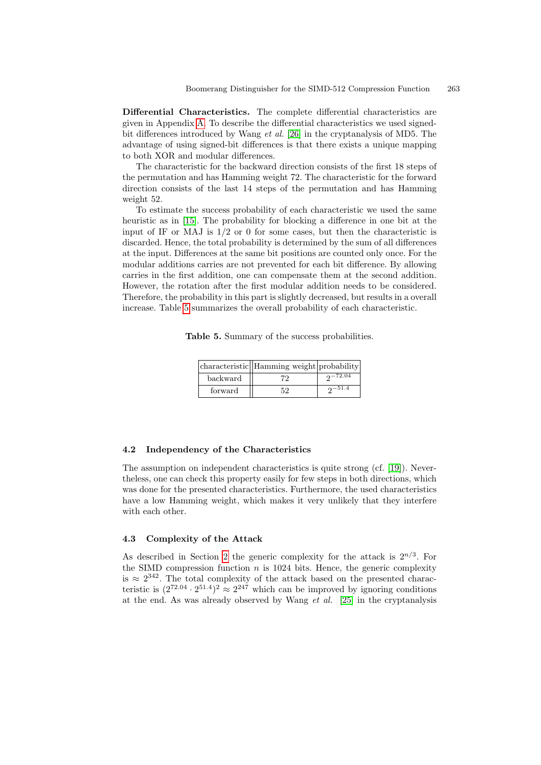**Differential Characteristics.** The complete differential characteristics are given in Appendix A. To describe the differential characteristics we used signed-bit differences introduced by Wang *et al.* [26] in the cryptanalysis of MD5. The advantage of using signed-bit differences is that there exists a unique mapping to both XOR and modular differences.

The characteristic for the backward direction consists of the first 18 steps of the permutation and has Hamming weight 72. The characteristic for the forward direction consists of the last 14 steps of the permutation and has Hamming weight 52.

To estimate the success probability of each characteristic we used the same heuristic as in [15]. The probability for blocking a difference in one bit at the input of IF or MAJ is 1/2 or 0 for some cases, but then the characteristic is discarded. Hence, the total probability is determined by the sum of all differences at the input. Differences at the same bit positions are counted only once. For the modular additions carries are not prevented for each bit difference. By allowing carries in the first addition, one can compensate them at the second addition. However, the rotation after the first modular addition needs to be considered. Therefore, the probability in this part is slightly decreased, but results in a overall increase. Table 5 summarizes the overall probability of each characteristic.

**Table 5.** Summary of the success probabilities.

| characteristic | Hamming weight | probability |
|---|---|---|
| backward | 72 | $2^{-72.04}$ |
| forward | 52 | $2^{-51.4}$ |

### 4.2 Independency of the Characteristics

The assumption on independent characteristics is quite strong (cf. [19]). Nevertheless, one can check this property easily for few steps in both directions, which was done for the presented characteristics. Furthermore, the used characteristics have a low Hamming weight, which makes it very unlikely that they interfere with each other.

### 4.3 Complexity of the Attack

As described in Section 2 the generic complexity for the attack is $2^{n/3}$. For the SIMD compression function $n$ is 1024 bits. Hence, the generic complexity is $\approx 2^{342}$. The total complexity of the attack based on the presented characteristic is $(2^{72.04} \cdot 2^{51.4})^2 \approx 2^{247}$ which can be improved by ignoring conditions at the end. As was already observed by Wang *et al.* [25] in the cryptanalysis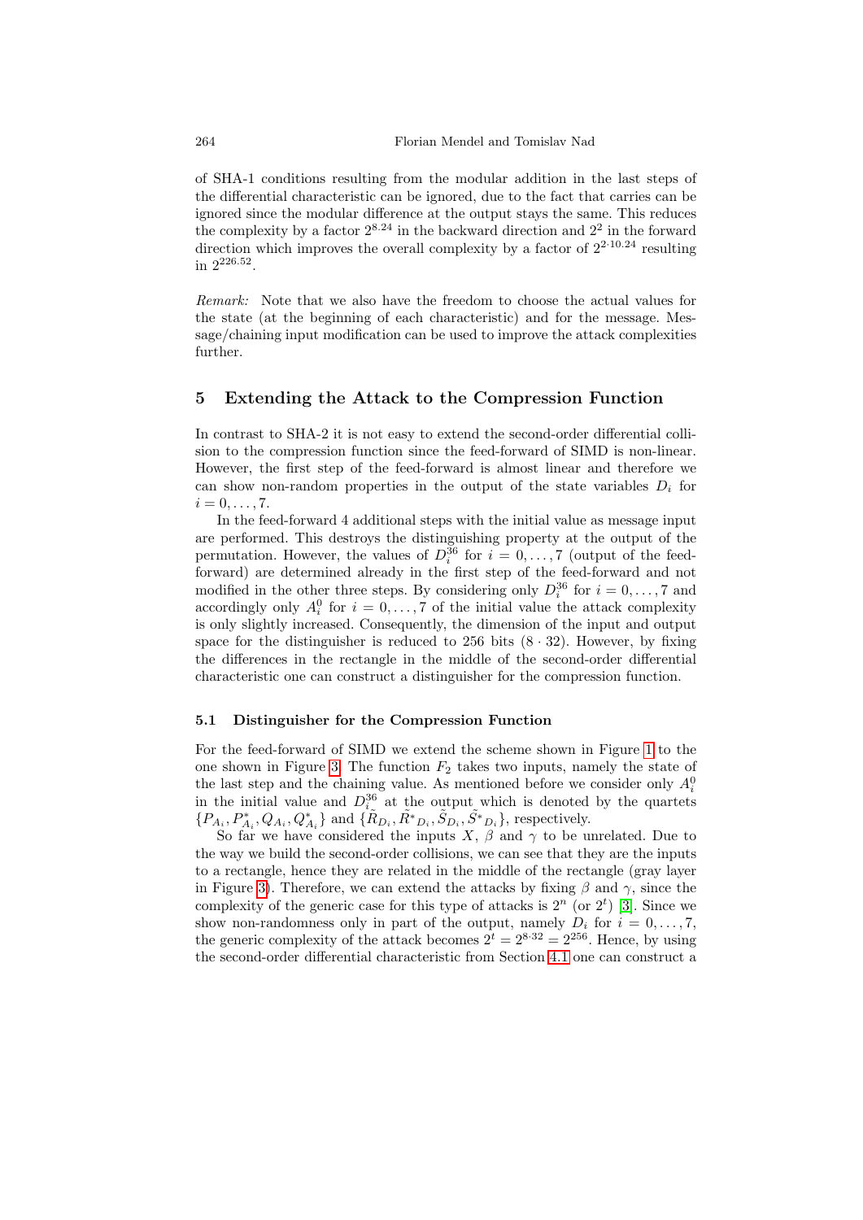of SHA-1 conditions resulting from the modular addition in the last steps of the differential characteristic can be ignored, due to the fact that carries can be ignored since the modular difference at the output stays the same. This reduces the complexity by a factor $2^{8.24}$ in the backward direction and $2^2$ in the forward direction which improves the overall complexity by a factor of $2^{2 \cdot 10.24}$ resulting in $2^{226.52}$.

*Remark:* Note that we also have the freedom to choose the actual values for the state (at the beginning of each characteristic) and for the message. Message/chaining input modification can be used to improve the attack complexities further.

## 5 Extending the Attack to the Compression Function

In contrast to SHA-2 it is not easy to extend the second-order differential collision to the compression function since the feed-forward of SIMD is non-linear. However, the first step of the feed-forward is almost linear and therefore we can show non-random properties in the output of the state variables $D_i$ for $i = 0, \ldots, 7$.

In the feed-forward 4 additional steps with the initial value as message input are performed. This destroys the distinguishing property at the output of the permutation. However, the values of $D_i^{36}$ for $i = 0, \ldots, 7$ (output of the feed-forward) are determined already in the first step of the feed-forward and not modified in the other three steps. By considering only $D_i^{36}$ for $i = 0, \ldots, 7$ and accordingly only $A_i^0$ for $i = 0, \ldots, 7$ of the initial value the attack complexity is only slightly increased. Consequently, the dimension of the input and output space for the distinguisher is reduced to 256 bits $(8 \cdot 32)$. However, by fixing the differences in the rectangle in the middle of the second-order differential characteristic one can construct a distinguisher for the compression function.

### 5.1 Distinguisher for the Compression Function

For the feed-forward of SIMD we extend the scheme shown in Figure 1 to the one shown in Figure 3. The function $F_2$ takes two inputs, namely the state of the last step and the chaining value. As mentioned before we consider only $A_i^0$ in the initial value and $D_i^{36}$ at the output which is denoted by the quartets $\{P_{A_i}, P^*_{A_i}, Q_{A_i}, Q^*_{A_i}\}$ and $\{\tilde{R}_{D_i}, \tilde{R^*}_{D_i}, \tilde{S}_{D_i}, \tilde{S^*}_{D_i}\}$, respectively.

So far we have considered the inputs $X$, $\beta$ and $\gamma$ to be unrelated. Due to the way we build the second-order collisions, we can see that they are the inputs to a rectangle, hence they are related in the middle of the rectangle (gray layer in Figure 3). Therefore, we can extend the attacks by fixing $\beta$ and $\gamma$, since the complexity of the generic case for this type of attacks is $2^n$ (or $2^t$) [3]. Since we show non-randomness only in part of the output, namely $D_i$ for $i = 0, \ldots, 7$, the generic complexity of the attack becomes $2^t = 2^{8 \cdot 32} = 2^{256}$. Hence, by using the second-order differential characteristic from Section 4.1 one can construct a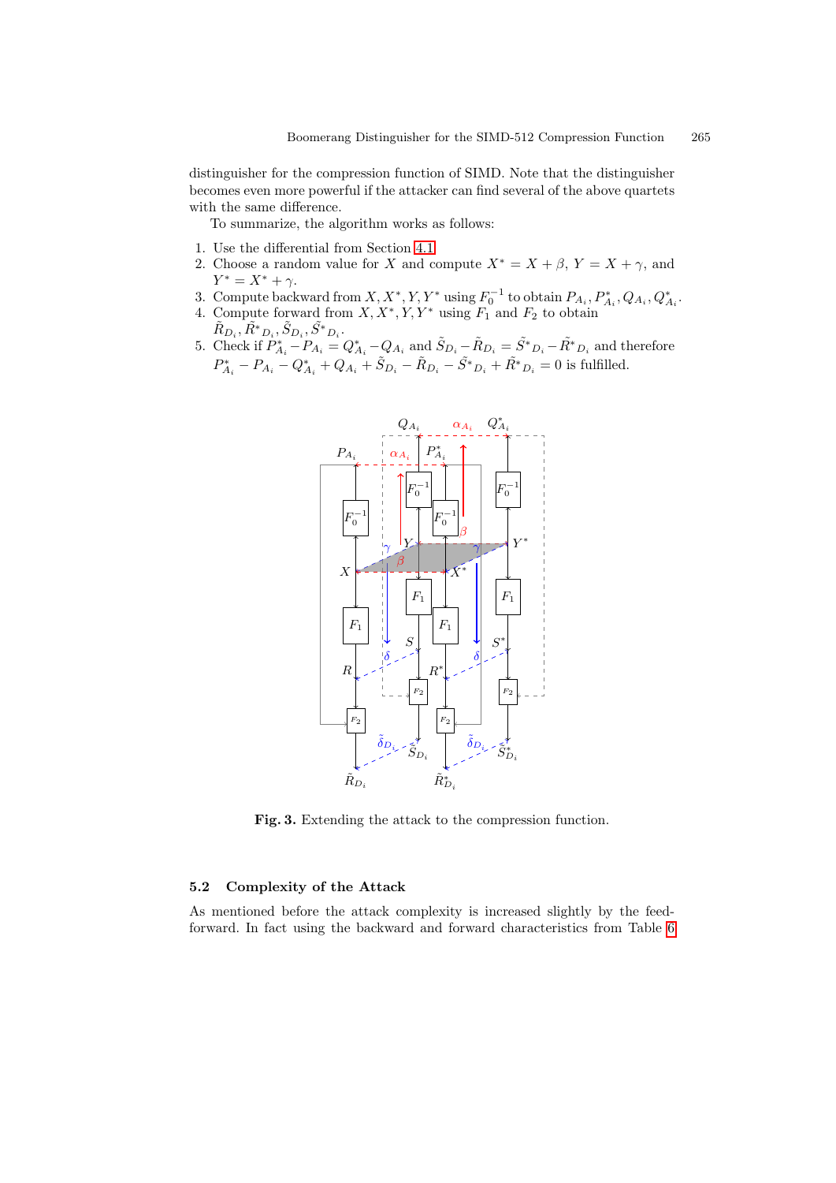distinguisher for the compression function of SIMD. Note that the distinguisher becomes even more powerful if the attacker can find several of the above quartets with the same difference.

To summarize, the algorithm works as follows:

1. Use the differential from Section 4.1
2. Choose a random value for $X$ and compute $X^* = X + \beta$, $Y = X + \gamma$, and $Y^* = X^* + \gamma$.
3. Compute backward from $X, X^*, Y, Y^*$ using $F_0^{-1}$ to obtain $P_{A_i}, P^*_{A_i}, Q_{A_i}, Q^*_{A_i}$.
4. Compute forward from $X, X^*, Y, Y^*$ using $F_1$ and $F_2$ to obtain $\tilde{R}_{D_i}, \tilde{R^*}_{D_i}, \tilde{S}_{D_i}, \tilde{S^*}_{D_i}$.
5. Check if $P^*_{A_i} - P_{A_i} = Q^*_{A_i} - Q_{A_i}$ and $\tilde{S}_{D_i} - \tilde{R}_{D_i} = \tilde{S^*}_{D_i} - \tilde{R^*}_{D_i}$ and therefore $P^*_{A_i} - P_{A_i} - Q^*_{A_i} + Q_{A_i} + \tilde{S}_{D_i} - \tilde{R}_{D_i} - \tilde{S^*}_{D_i} + \tilde{R^*}_{D_i} = 0$ is fulfilled.

**Fig. 3.** Extending the attack to the compression function.

### 5.2 Complexity of the Attack

As mentioned before the attack complexity is increased slightly by the feed-forward. In fact using the backward and forward characteristics from Table 6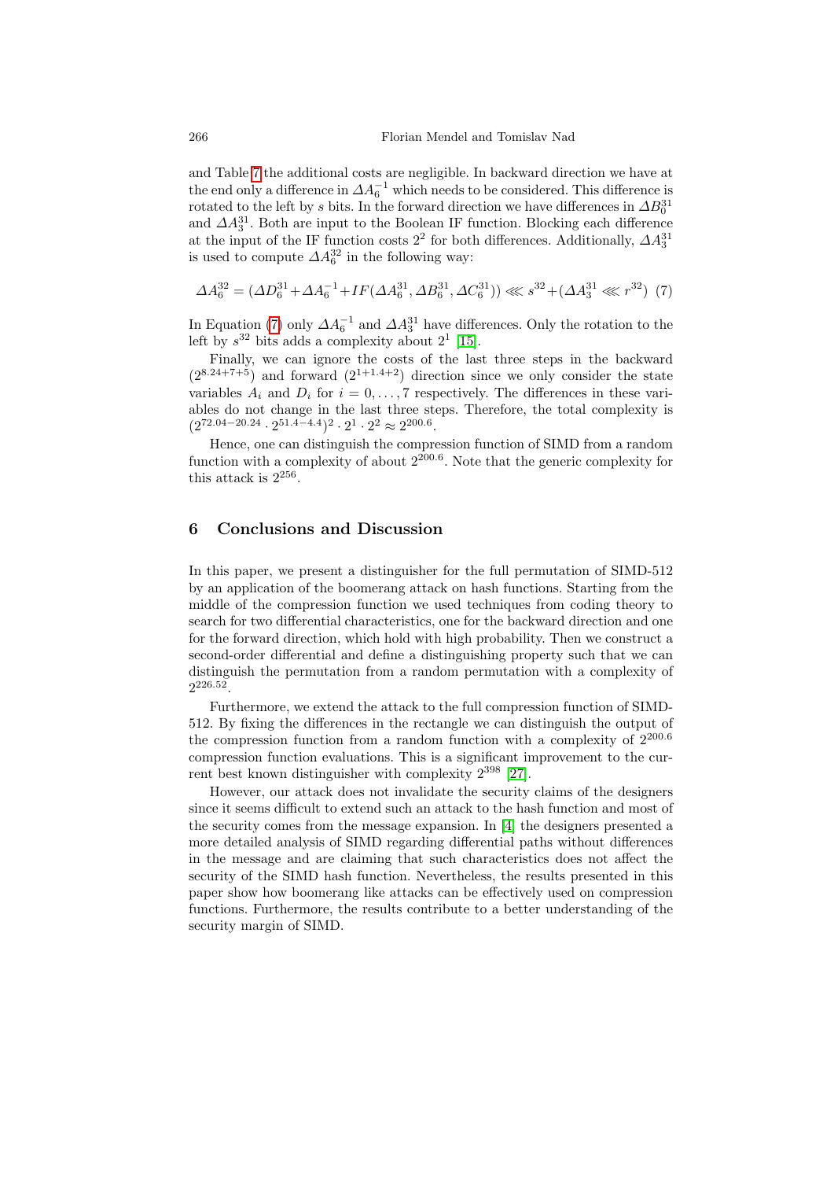and Table 7 the additional costs are negligible. In backward direction we have at the end only a difference in $\Delta A_6^{-1}$ which needs to be considered. This difference is rotated to the left by $s$ bits. In the forward direction we have differences in $\Delta B_0^{31}$ and $\Delta A_3^{31}$. Both are input to the Boolean IF function. Blocking each difference at the input of the IF function costs $2^2$ for both differences. Additionally, $\Delta A_3^{31}$ is used to compute $\Delta A_6^{32}$ in the following way:

$$\Delta A_6^{32} = (\Delta D_6^{31} + \Delta A_6^{-1} + IF(\Delta A_6^{31}, \Delta B_6^{31}, \Delta C_6^{31})) \lll s^{32} + (\Delta A_3^{31} \lll r^{32}) \quad (7)$$

In Equation (7) only $\Delta A_6^{-1}$ and $\Delta A_3^{31}$ have differences. Only the rotation to the left by $s^{32}$ bits adds a complexity about $2^1$ [15].

Finally, we can ignore the costs of the last three steps in the backward $(2^{8.24+7+5})$ and forward $(2^{1+1.4+2})$ direction since we only consider the state variables $A_i$ and $D_i$ for $i = 0, \ldots, 7$ respectively. The differences in these variables do not change in the last three steps. Therefore, the total complexity is $(2^{72.04-20.24} \cdot 2^{51.4-4.4})^2 \cdot 2^1 \cdot 2^2 \approx 2^{200.6}$.

Hence, one can distinguish the compression function of SIMD from a random function with a complexity of about $2^{200.6}$. Note that the generic complexity for this attack is $2^{256}$.

## 6 Conclusions and Discussion

In this paper, we present a distinguisher for the full permutation of SIMD-512 by an application of the boomerang attack on hash functions. Starting from the middle of the compression function we used techniques from coding theory to search for two differential characteristics, one for the backward direction and one for the forward direction, which hold with high probability. Then we construct a second-order differential and define a distinguishing property such that we can distinguish the permutation from a random permutation with a complexity of $2^{226.52}$.

Furthermore, we extend the attack to the full compression function of SIMD-512. By fixing the differences in the rectangle we can distinguish the output of the compression function from a random function with a complexity of $2^{200.6}$ compression function evaluations. This is a significant improvement to the current best known distinguisher with complexity $2^{398}$ [27].

However, our attack does not invalidate the security claims of the designers since it seems difficult to extend such an attack to the hash function and most of the security comes from the message expansion. In [4] the designers presented a more detailed analysis of SIMD regarding differential paths without differences in the message and are claiming that such characteristics does not affect the security of the SIMD hash function. Nevertheless, the results presented in this paper show how boomerang like attacks can be effectively used on compression functions. Furthermore, the results contribute to a better understanding of the security margin of SIMD.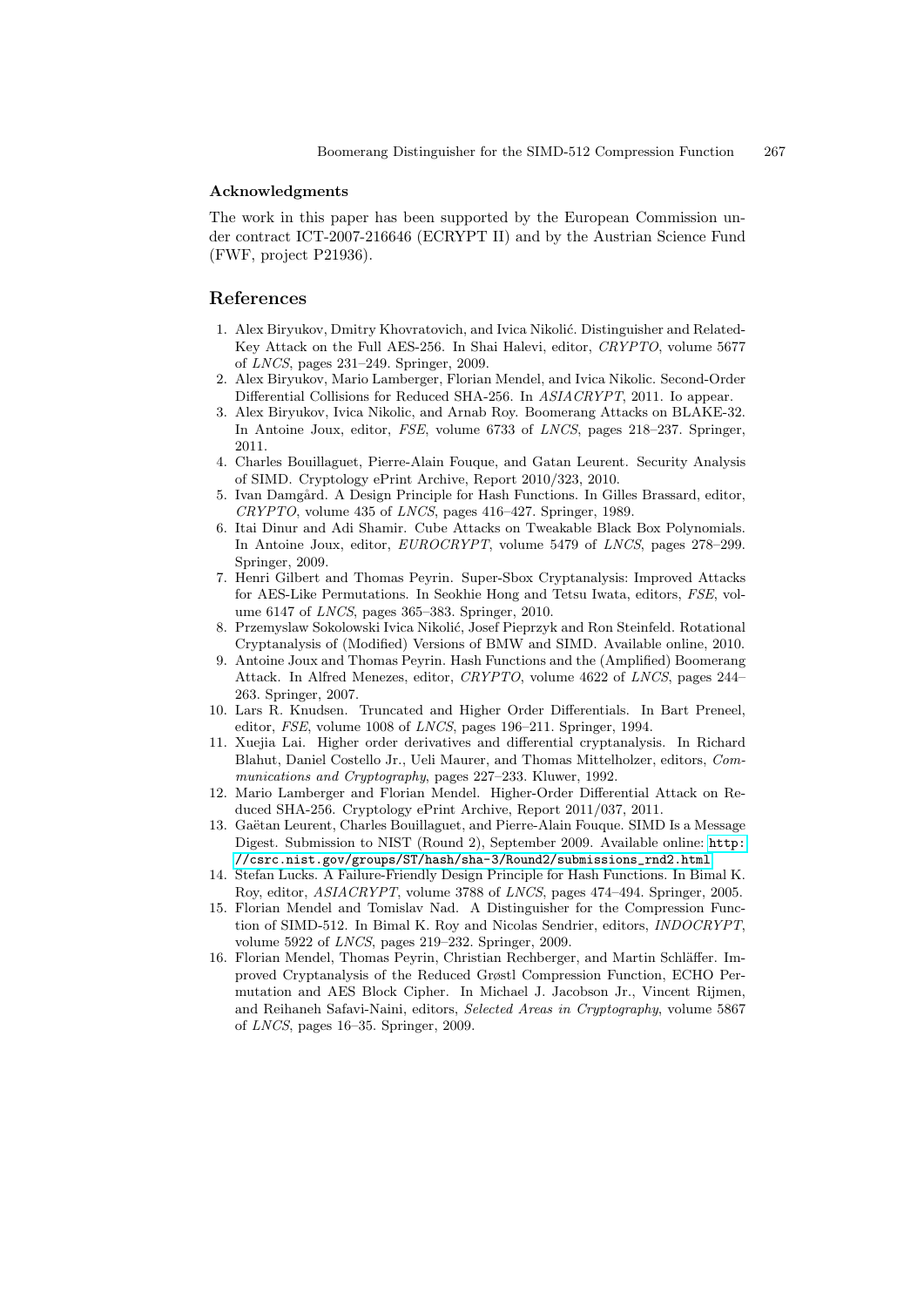## Acknowledgments

The work in this paper has been supported by the European Commission under contract ICT-2007-216646 (ECRYPT II) and by the Austrian Science Fund (FWF, project P21936).

## References

1. Alex Biryukov, Dmitry Khovratovich, and Ivica Nikolić. Distinguisher and Related-Key Attack on the Full AES-256. In Shai Halevi, editor, *CRYPTO*, volume 5677 of *LNCS*, pages 231–249. Springer, 2009.
2. Alex Biryukov, Mario Lamberger, Florian Mendel, and Ivica Nikolic. Second-Order Differential Collisions for Reduced SHA-256. In *ASIACRYPT*, 2011. Io appear.
3. Alex Biryukov, Ivica Nikolic, and Arnab Roy. Boomerang Attacks on BLAKE-32. In Antoine Joux, editor, *FSE*, volume 6733 of *LNCS*, pages 218–237. Springer, 2011.
4. Charles Bouillaguet, Pierre-Alain Fouque, and Gatan Leurent. Security Analysis of SIMD. Cryptology ePrint Archive, Report 2010/323, 2010.
5. Ivan Damgård. A Design Principle for Hash Functions. In Gilles Brassard, editor, *CRYPTO*, volume 435 of *LNCS*, pages 416–427. Springer, 1989.
6. Itai Dinur and Adi Shamir. Cube Attacks on Tweakable Black Box Polynomials. In Antoine Joux, editor, *EUROCRYPT*, volume 5479 of *LNCS*, pages 278–299. Springer, 2009.
7. Henri Gilbert and Thomas Peyrin. Super-Sbox Cryptanalysis: Improved Attacks for AES-Like Permutations. In Seokhie Hong and Tetsu Iwata, editors, *FSE*, volume 6147 of *LNCS*, pages 365–383. Springer, 2010.
8. Przemyslaw Sokolowski Ivica Nikolić, Josef Pieprzyk and Ron Steinfeld. Rotational Cryptanalysis of (Modified) Versions of BMW and SIMD. Available online, 2010.
9. Antoine Joux and Thomas Peyrin. Hash Functions and the (Amplified) Boomerang Attack. In Alfred Menezes, editor, *CRYPTO*, volume 4622 of *LNCS*, pages 244–263. Springer, 2007.
10. Lars R. Knudsen. Truncated and Higher Order Differentials. In Bart Preneel, editor, *FSE*, volume 1008 of *LNCS*, pages 196–211. Springer, 1994.
11. Xuejia Lai. Higher order derivatives and differential cryptanalysis. In Richard Blahut, Daniel Costello Jr., Ueli Maurer, and Thomas Mittelholzer, editors, *Communications and Cryptography*, pages 227–233. Kluwer, 1992.
12. Mario Lamberger and Florian Mendel. Higher-Order Differential Attack on Reduced SHA-256. Cryptology ePrint Archive, Report 2011/037, 2011.
13. Gaëtan Leurent, Charles Bouillaguet, and Pierre-Alain Fouque. SIMD Is a Message Digest. Submission to NIST (Round 2), September 2009. Available online: `http://csrc.nist.gov/groups/ST/hash/sha-3/Round2/submissions_rnd2.html`
14. Stefan Lucks. A Failure-Friendly Design Principle for Hash Functions. In Bimal K. Roy, editor, *ASIACRYPT*, volume 3788 of *LNCS*, pages 474–494. Springer, 2005.
15. Florian Mendel and Tomislav Nad. A Distinguisher for the Compression Function of SIMD-512. In Bimal K. Roy and Nicolas Sendrier, editors, *INDOCRYPT*, volume 5922 of *LNCS*, pages 219–232. Springer, 2009.
16. Florian Mendel, Thomas Peyrin, Christian Rechberger, and Martin Schläffer. Improved Cryptanalysis of the Reduced Grøstl Compression Function, ECHO Permutation and AES Block Cipher. In Michael J. Jacobson Jr., Vincent Rijmen, and Reihaneh Safavi-Naini, editors, *Selected Areas in Cryptography*, volume 5867 of *LNCS*, pages 16–35. Springer, 2009.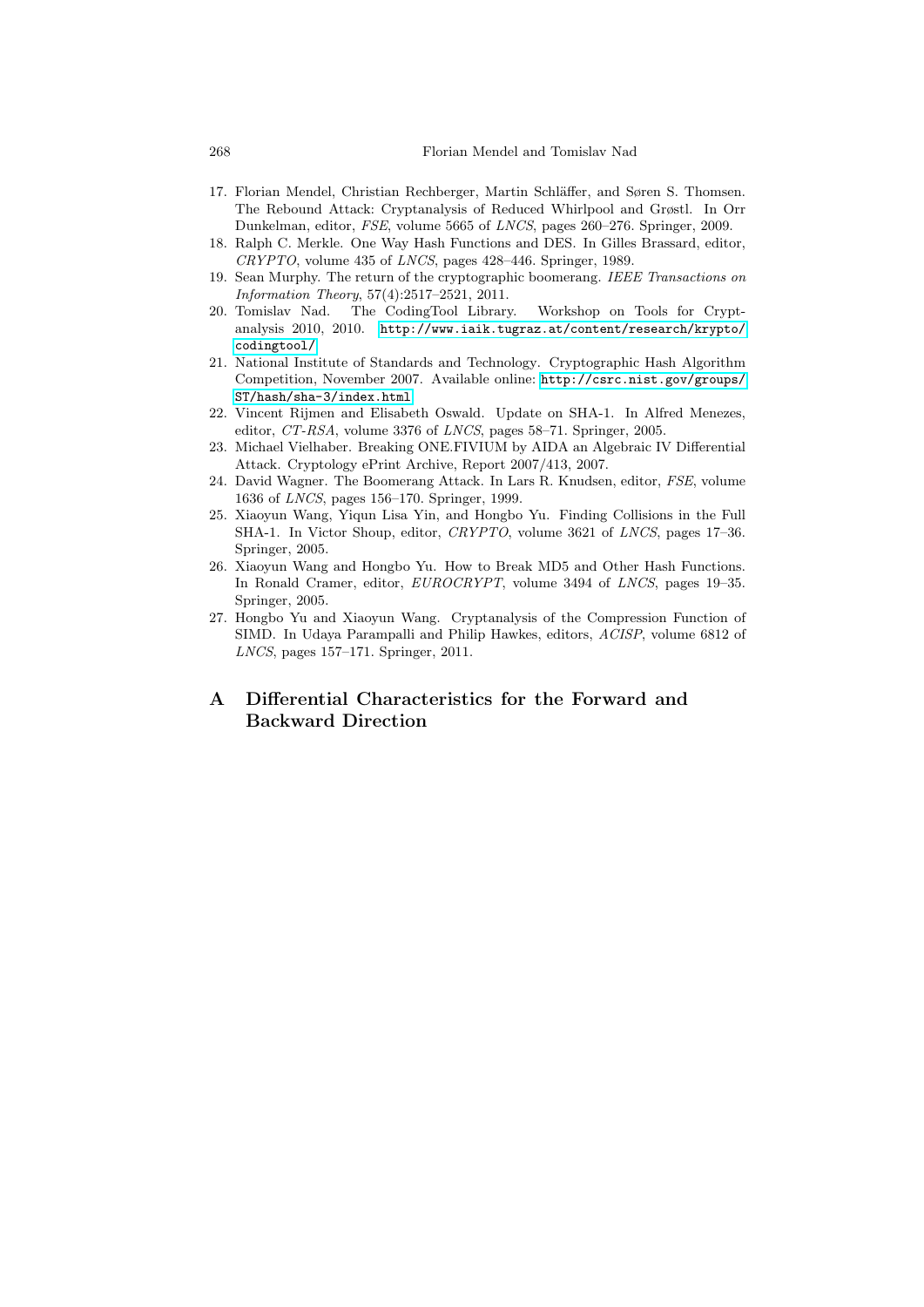17. Florian Mendel, Christian Rechberger, Martin Schläffer, and Søren S. Thomsen. The Rebound Attack: Cryptanalysis of Reduced Whirlpool and Grøstl. In Orr Dunkelman, editor, *FSE*, volume 5665 of *LNCS*, pages 260–276. Springer, 2009.
18. Ralph C. Merkle. One Way Hash Functions and DES. In Gilles Brassard, editor, *CRYPTO*, volume 435 of *LNCS*, pages 428–446. Springer, 1989.
19. Sean Murphy. The return of the cryptographic boomerang. *IEEE Transactions on Information Theory*, 57(4):2517–2521, 2011.
20. Tomislav Nad. The CodingTool Library. Workshop on Tools for Cryptanalysis 2010, 2010. `http://www.iaik.tugraz.at/content/research/krypto/codingtool/`
21. National Institute of Standards and Technology. Cryptographic Hash Algorithm Competition, November 2007. Available online: `http://csrc.nist.gov/groups/ST/hash/sha-3/index.html`
22. Vincent Rijmen and Elisabeth Oswald. Update on SHA-1. In Alfred Menezes, editor, *CT-RSA*, volume 3376 of *LNCS*, pages 58–71. Springer, 2005.
23. Michael Vielhaber. Breaking ONE.FIVIUM by AIDA an Algebraic IV Differential Attack. Cryptology ePrint Archive, Report 2007/413, 2007.
24. David Wagner. The Boomerang Attack. In Lars R. Knudsen, editor, *FSE*, volume 1636 of *LNCS*, pages 156–170. Springer, 1999.
25. Xiaoyun Wang, Yiqun Lisa Yin, and Hongbo Yu. Finding Collisions in the Full SHA-1. In Victor Shoup, editor, *CRYPTO*, volume 3621 of *LNCS*, pages 17–36. Springer, 2005.
26. Xiaoyun Wang and Hongbo Yu. How to Break MD5 and Other Hash Functions. In Ronald Cramer, editor, *EUROCRYPT*, volume 3494 of *LNCS*, pages 19–35. Springer, 2005.
27. Hongbo Yu and Xiaoyun Wang. Cryptanalysis of the Compression Function of SIMD. In Udaya Parampalli and Philip Hawkes, editors, *ACISP*, volume 6812 of *LNCS*, pages 157–171. Springer, 2011.

# A Differential Characteristics for the Forward and Backward Direction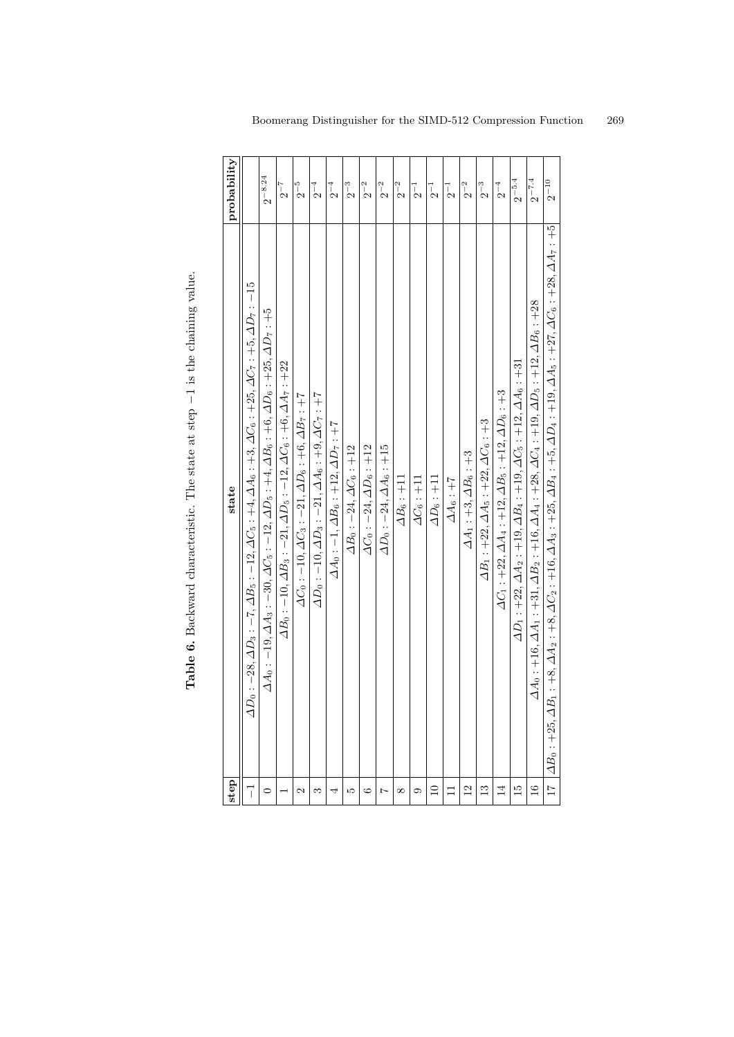**Table 6.** Backward characteristic. The state at step −1 is the chaining value.

| step | state | probability |
|---|---|---|
| −1 | $\Delta D_0: -28, \Delta D_3: -7, \Delta B_5: -12, \Delta C_5: +4, \Delta A_6: +3, \Delta C_6: +25, \Delta C_7: +5, \Delta D_7: -15$ | |
| 0 | $\Delta A_0: -19, \Delta A_3: -30, \Delta C_5: -12, \Delta D_5: +4, \Delta B_6: +6, \Delta D_6: +25, \Delta D_7: +5$ | $2^{-8.24}$ |
| 1 | $\Delta B_0: -10, \Delta B_3: -21, \Delta D_5: -12, \Delta C_6: +6, \Delta A_7: +22$ | $2^{-7}$ |
| 2 | $\Delta C_0: -10, \Delta C_3: -21, \Delta D_6: +6, \Delta B_7: +7$ | $2^{-5}$ |
| 3 | $\Delta D_0: -10, \Delta D_3: -21, \Delta A_6: +9, \Delta C_7: +7$ | $2^{-4}$ |
| 4 | $\Delta A_0: -1, \Delta B_6: +12, \Delta D_7: +7$ | $2^{-4}$ |
| 5 | $\Delta B_0: -24, \Delta C_6: +12$ | $2^{-3}$ |
| 6 | $\Delta C_0: -24, \Delta D_6: +12$ | $2^{-2}$ |
| 7 | $\Delta D_0: -24, \Delta A_6: +15$ | $2^{-2}$ |
| 8 | $\Delta B_6: +11$ | $2^{-2}$ |
| 9 | $\Delta C_6: +11$ | $2^{-1}$ |
| 10 | $\Delta D_6: +11$ | $2^{-1}$ |
| 11 | $\Delta A_6: +7$ | $2^{-1}$ |
| 12 | $\Delta A_1: +3, \Delta B_6: +3$ | $2^{-2}$ |
| 13 | $\Delta B_1: +22, \Delta A_5: +22, \Delta C_6: +3$ | $2^{-3}$ |
| 14 | $\Delta C_1: +22, \Delta A_4: +12, \Delta B_5: +12, \Delta D_6: +3$ | $2^{-4}$ |
| 15 | $\Delta D_1: +22, \Delta A_2: +19, \Delta B_4: +19, \Delta C_5: +12, \Delta A_6: +31$ | $2^{-5.4}$ |
| 16 | $\Delta A_0: +16, \Delta A_1: +31, \Delta B_2: +16, \Delta A_4: +28, \Delta C_4: +19, \Delta D_5: +12, \Delta B_6: +28$ | $2^{-7.4}$ |
| 17 | $\Delta B_0: +25, \Delta B_1: +8, \Delta A_2: +8, \Delta C_2: +16, \Delta A_3: +25, \Delta B_4: +5, \Delta D_4: +19, \Delta A_5: +27, \Delta C_6: +28, \Delta A_7: +5$ | $2^{-10}$ |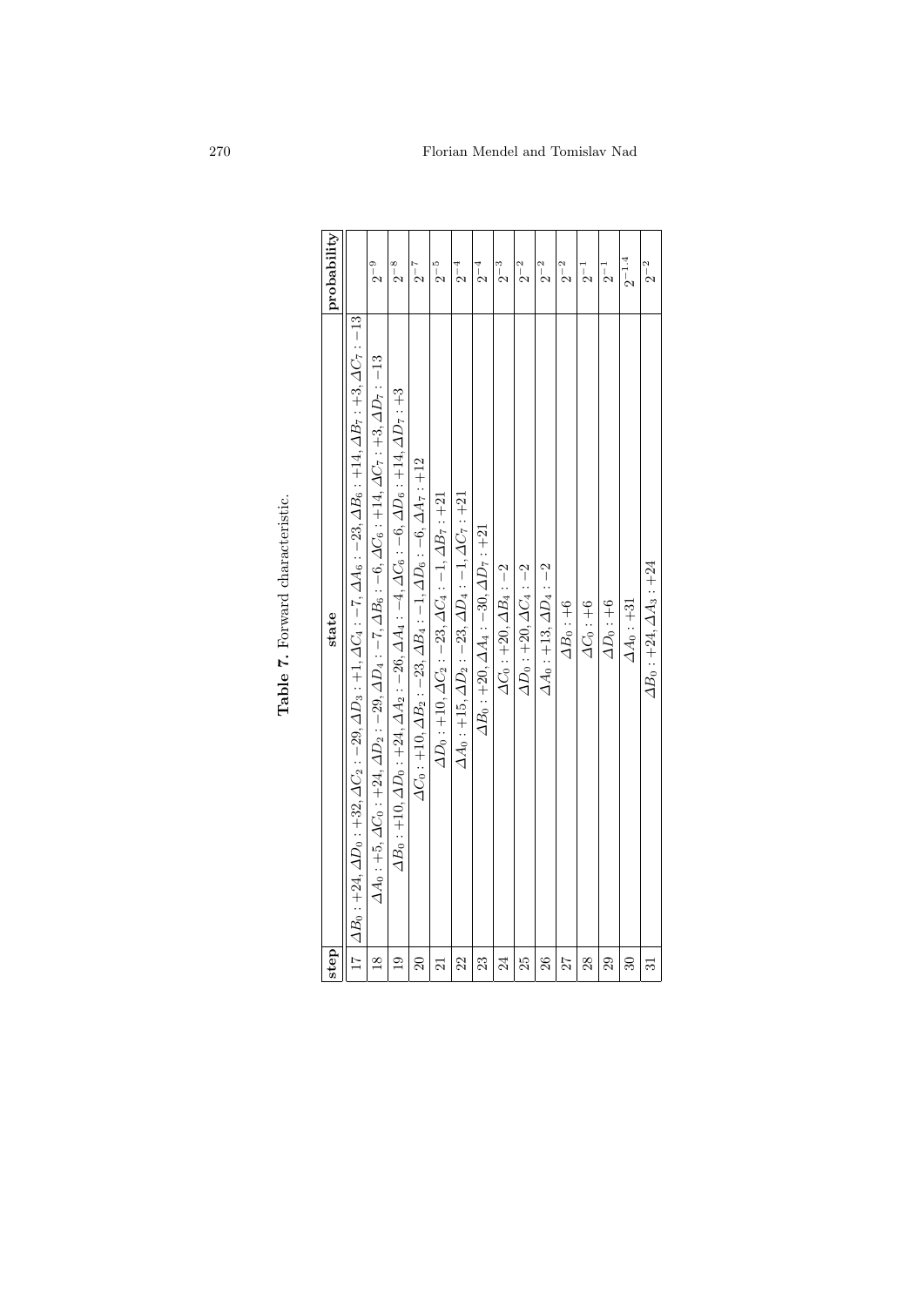**Table 7.** Forward characteristic.

| step | state | probability |
|---|---|---|
| 17 | $\Delta B_0: +24, \Delta D_0: +32, \Delta C_2: -29, \Delta D_3: +1, \Delta C_4: -7, \Delta A_6: -23, \Delta B_6: +14, \Delta B_7: +3, \Delta C_7: -13$ | |
| 18 | $\Delta A_0: +5, \Delta C_0: +24, \Delta D_2: -29, \Delta D_4: -7, \Delta B_6: -6, \Delta C_6: +14, \Delta C_7: +3, \Delta D_7: -13$ | $2^{-9}$ |
| 19 | $\Delta B_0: +10, \Delta D_0: +24, \Delta A_2: -26, \Delta A_4: -4, \Delta C_6: -6, \Delta D_6: +14, \Delta D_7: +3$ | $2^{-8}$ |
| 20 | $\Delta C_0: +10, \Delta B_2: -23, \Delta B_4: -1, \Delta D_6: -6, \Delta A_7: +12$ | $2^{-7}$ |
| 21 | $\Delta D_0: +10, \Delta C_2: -23, \Delta C_4: -1, \Delta B_7: +21$ | $2^{-5}$ |
| 22 | $\Delta A_0: +15, \Delta D_2: -23, \Delta D_4: -1, \Delta C_7: +21$ | $2^{-4}$ |
| 23 | $\Delta B_0: +20, \Delta A_4: -30, \Delta D_7: +21$ | $2^{-4}$ |
| 24 | $\Delta C_0: +20, \Delta B_4: -2$ | $2^{-3}$ |
| 25 | $\Delta D_0: +20, \Delta C_4: -2$ | $2^{-2}$ |
| 26 | $\Delta A_0: +13, \Delta D_4: -2$ | $2^{-2}$ |
| 27 | $\Delta B_0: +6$ | $2^{-2}$ |
| 28 | $\Delta C_0: +6$ | $2^{-1}$ |
| 29 | $\Delta D_0: +6$ | $2^{-1}$ |
| 30 | $\Delta A_0: +31$ | $2^{-1.4}$ |
| 31 | $\Delta B_0: +24, \Delta A_3: +24$ | $2^{-2}$ |